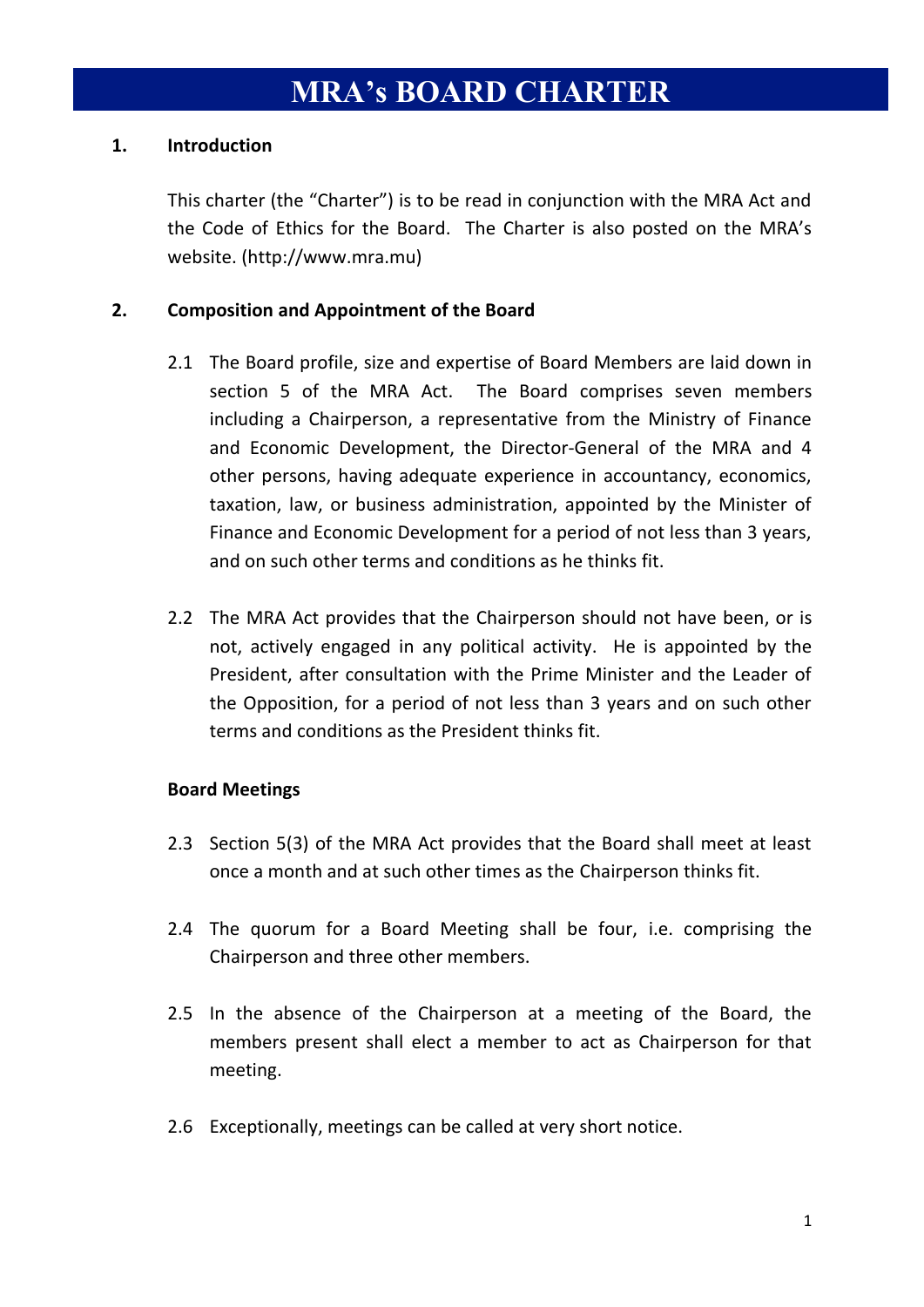# MRA's BOARD CHARTER

## 1. Introduction

This charter (the "Charter") is to be read in conjunction with the MRA Act and the Code of Ethics for the Board. The Charter is also posted on the MRA's website. (http://www.mra.mu)

## 2. Composition and Appointment of the Board

2.1 The Board profile, size and expertise of Board Members are laid down in section 5 of the MRA Act. The Board comprises seven members including a Chairperson, a representative from the Ministry of Finance and Economic Development, the Director-General of the MRA and 4 other persons, having adequate experience in accountancy, economics, taxation, law, or business administration, appointed by the Minister of Finance and Economic Development for a period of not less than 3 years, and on such other terms and conditions as he thinks fit.

2.2 The MRA Act provides that the Chairperson should not have been, or is not, actively engaged in any political activity. He is appointed by the President, after consultation with the Prime Minister and the Leader of the Opposition, for a period of not less than 3 years and on such other terms and conditions as the President thinks fit.

### Board Meetings

2.3 Section 5(3) of the MRA Act provides that the Board shall meet at least once a month and at such other times as the Chairperson thinks fit.

2.4 The quorum for a Board Meeting shall be four, i.e. comprising the Chairperson and three other members.

2.5 In the absence of the Chairperson at a meeting of the Board, the members present shall elect a member to act as Chairperson for that meeting.

2.6 Exceptionally, meetings can be called at very short notice.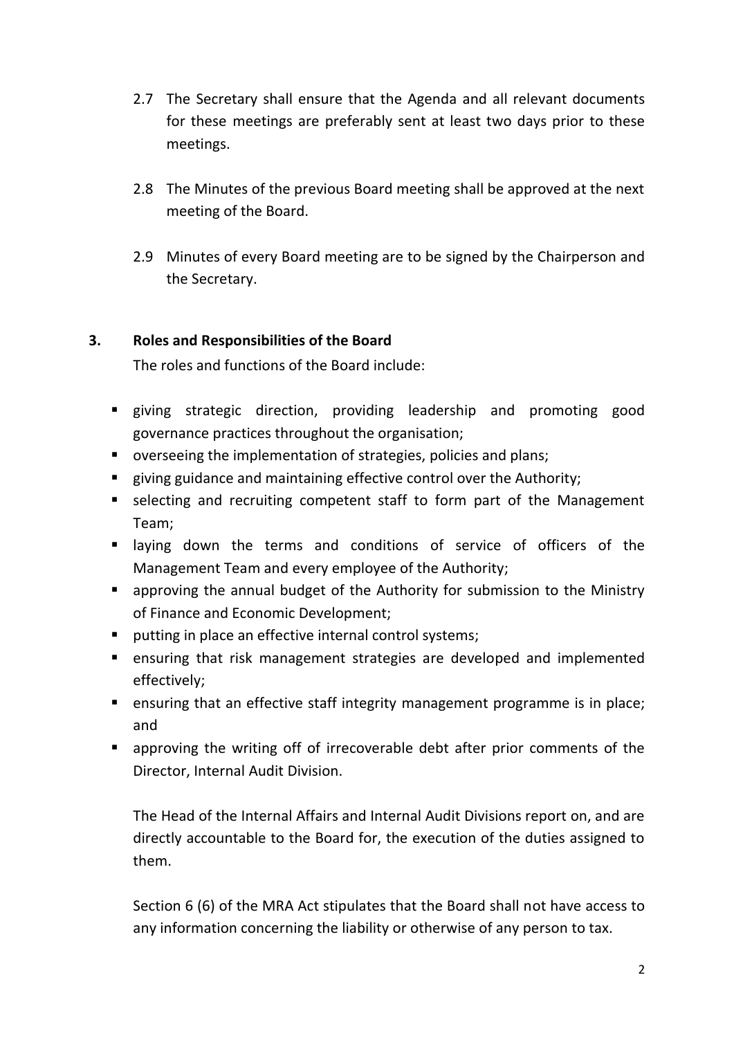2.7 The Secretary shall ensure that the Agenda and all relevant documents for these meetings are preferably sent at least two days prior to these meetings.

2.8 The Minutes of the previous Board meeting shall be approved at the next meeting of the Board.

2.9 Minutes of every Board meeting are to be signed by the Chairperson and the Secretary.

## 3. Roles and Responsibilities of the Board

The roles and functions of the Board include:

- giving strategic direction, providing leadership and promoting good governance practices throughout the organisation;
- overseeing the implementation of strategies, policies and plans;
- giving guidance and maintaining effective control over the Authority;
- selecting and recruiting competent staff to form part of the Management Team;
- laying down the terms and conditions of service of officers of the Management Team and every employee of the Authority;
- approving the annual budget of the Authority for submission to the Ministry of Finance and Economic Development;
- putting in place an effective internal control systems;
- ensuring that risk management strategies are developed and implemented effectively;
- ensuring that an effective staff integrity management programme is in place; and
- approving the writing off of irrecoverable debt after prior comments of the Director, Internal Audit Division.

The Head of the Internal Affairs and Internal Audit Divisions report on, and are directly accountable to the Board for, the execution of the duties assigned to them.

Section 6 (6) of the MRA Act stipulates that the Board shall not have access to any information concerning the liability or otherwise of any person to tax.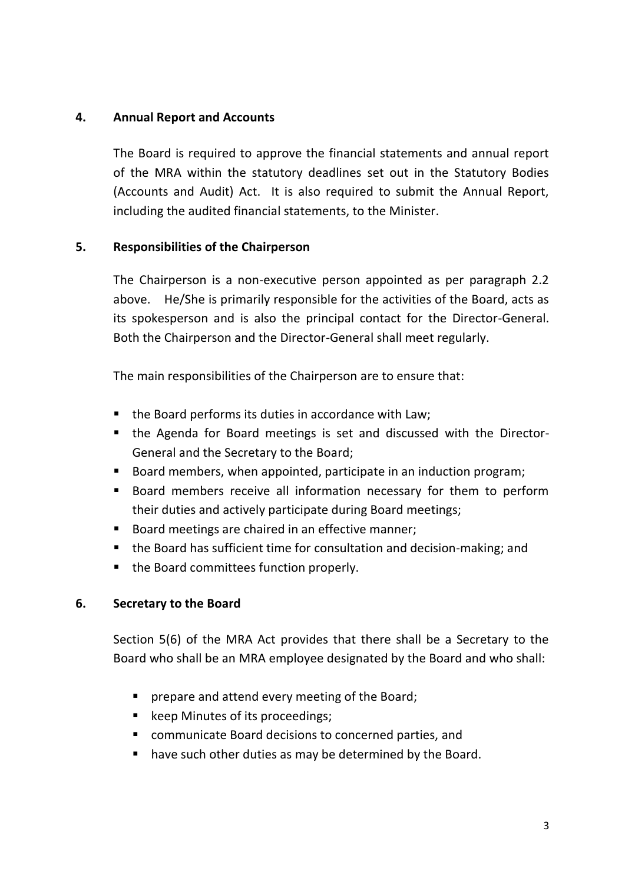## 4. Annual Report and Accounts

The Board is required to approve the financial statements and annual report of the MRA within the statutory deadlines set out in the Statutory Bodies (Accounts and Audit) Act. It is also required to submit the Annual Report, including the audited financial statements, to the Minister.

## 5. Responsibilities of the Chairperson

The Chairperson is a non-executive person appointed as per paragraph 2.2 above. He/She is primarily responsible for the activities of the Board, acts as its spokesperson and is also the principal contact for the Director-General. Both the Chairperson and the Director-General shall meet regularly.

The main responsibilities of the Chairperson are to ensure that:

- the Board performs its duties in accordance with Law;
- the Agenda for Board meetings is set and discussed with the Director-General and the Secretary to the Board;
- Board members, when appointed, participate in an induction program;
- Board members receive all information necessary for them to perform their duties and actively participate during Board meetings;
- Board meetings are chaired in an effective manner;
- the Board has sufficient time for consultation and decision-making; and
- the Board committees function properly.

## 6. Secretary to the Board

Section 5(6) of the MRA Act provides that there shall be a Secretary to the Board who shall be an MRA employee designated by the Board and who shall:

- prepare and attend every meeting of the Board;
- keep Minutes of its proceedings;
- communicate Board decisions to concerned parties, and
- have such other duties as may be determined by the Board.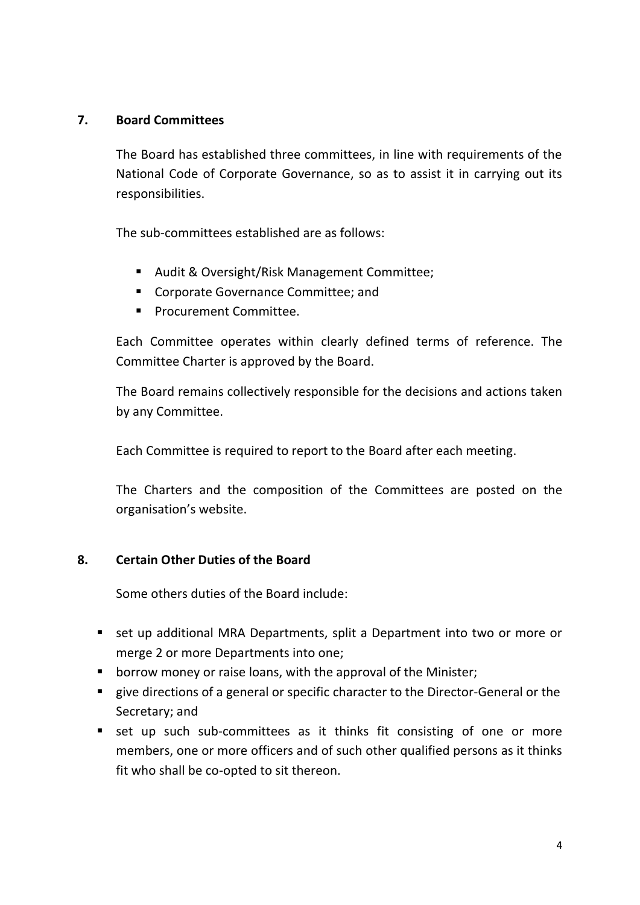## 7. Board Committees

The Board has established three committees, in line with requirements of the National Code of Corporate Governance, so as to assist it in carrying out its responsibilities.

The sub-committees established are as follows:

- Audit & Oversight/Risk Management Committee;
- Corporate Governance Committee; and
- Procurement Committee.

Each Committee operates within clearly defined terms of reference. The Committee Charter is approved by the Board.

The Board remains collectively responsible for the decisions and actions taken by any Committee.

Each Committee is required to report to the Board after each meeting.

The Charters and the composition of the Committees are posted on the organisation's website.

## 8. Certain Other Duties of the Board

Some others duties of the Board include:

- set up additional MRA Departments, split a Department into two or more or merge 2 or more Departments into one;
- borrow money or raise loans, with the approval of the Minister;
- give directions of a general or specific character to the Director-General or the Secretary; and
- set up such sub-committees as it thinks fit consisting of one or more members, one or more officers and of such other qualified persons as it thinks fit who shall be co-opted to sit thereon.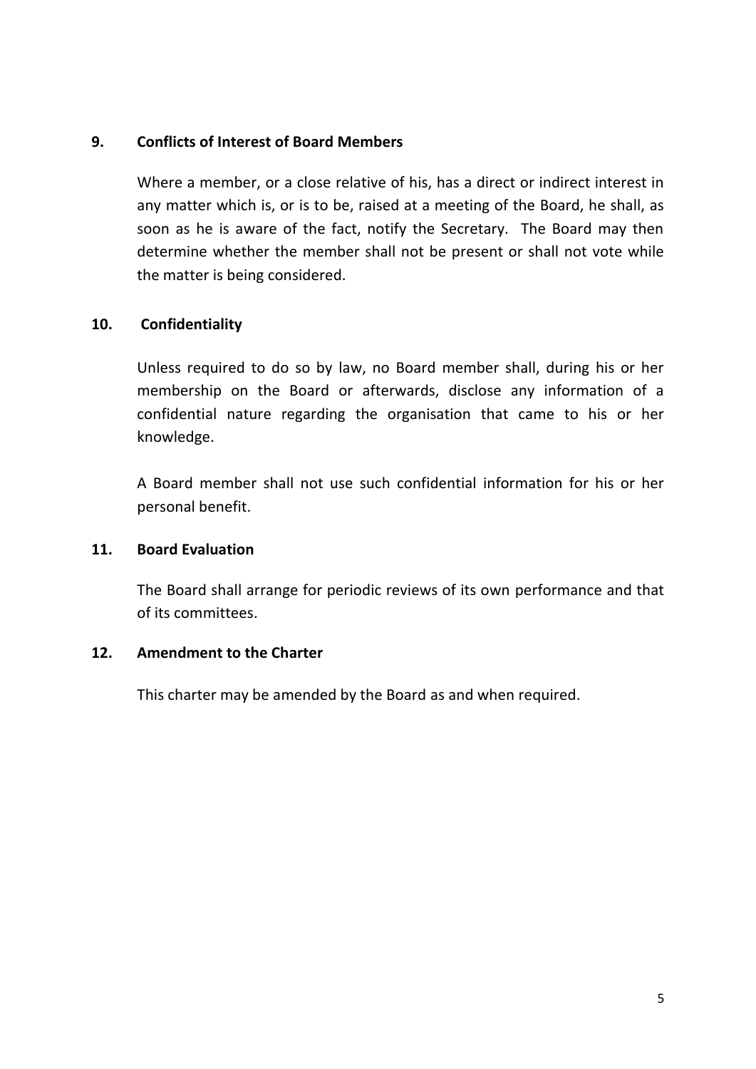## 9. Conflicts of Interest of Board Members

Where a member, or a close relative of his, has a direct or indirect interest in any matter which is, or is to be, raised at a meeting of the Board, he shall, as soon as he is aware of the fact, notify the Secretary. The Board may then determine whether the member shall not be present or shall not vote while the matter is being considered.

## 10. Confidentiality

Unless required to do so by law, no Board member shall, during his or her membership on the Board or afterwards, disclose any information of a confidential nature regarding the organisation that came to his or her knowledge.

A Board member shall not use such confidential information for his or her personal benefit.

## 11. Board Evaluation

The Board shall arrange for periodic reviews of its own performance and that of its committees.

## 12. Amendment to the Charter

This charter may be amended by the Board as and when required.